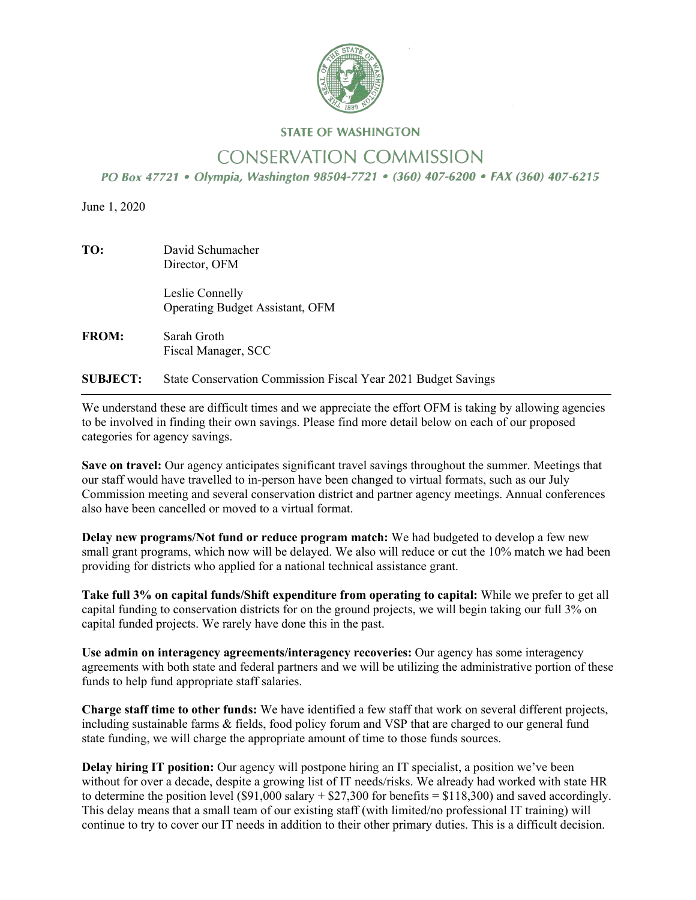STATE OF WASHINGTON

# CONSERVATION COMMISSION

*PO Box 47721 • Olympia, Washington 98504-7721 • (360) 407-6200 • FAX (360) 407-6215*

June 1, 2020

**TO:** David Schumacher
Director, OFM

Leslie Connelly
Operating Budget Assistant, OFM

**FROM:** Sarah Groth
Fiscal Manager, SCC

**SUBJECT:** State Conservation Commission Fiscal Year 2021 Budget Savings

---

We understand these are difficult times and we appreciate the effort OFM is taking by allowing agencies to be involved in finding their own savings. Please find more detail below on each of our proposed categories for agency savings.

**Save on travel:** Our agency anticipates significant travel savings throughout the summer. Meetings that our staff would have travelled to in-person have been changed to virtual formats, such as our July Commission meeting and several conservation district and partner agency meetings. Annual conferences also have been cancelled or moved to a virtual format.

**Delay new programs/Not fund or reduce program match:** We had budgeted to develop a few new small grant programs, which now will be delayed. We also will reduce or cut the 10% match we had been providing for districts who applied for a national technical assistance grant.

**Take full 3% on capital funds/Shift expenditure from operating to capital:** While we prefer to get all capital funding to conservation districts for on the ground projects, we will begin taking our full 3% on capital funded projects. We rarely have done this in the past.

**Use admin on interagency agreements/interagency recoveries:** Our agency has some interagency agreements with both state and federal partners and we will be utilizing the administrative portion of these funds to help fund appropriate staff salaries.

**Charge staff time to other funds:** We have identified a few staff that work on several different projects, including sustainable farms & fields, food policy forum and VSP that are charged to our general fund state funding, we will charge the appropriate amount of time to those funds sources.

**Delay hiring IT position:** Our agency will postpone hiring an IT specialist, a position we've been without for over a decade, despite a growing list of IT needs/risks. We already had worked with state HR to determine the position level ($91,000 salary + $27,300 for benefits = $118,300) and saved accordingly. This delay means that a small team of our existing staff (with limited/no professional IT training) will continue to try to cover our IT needs in addition to their other primary duties. This is a difficult decision.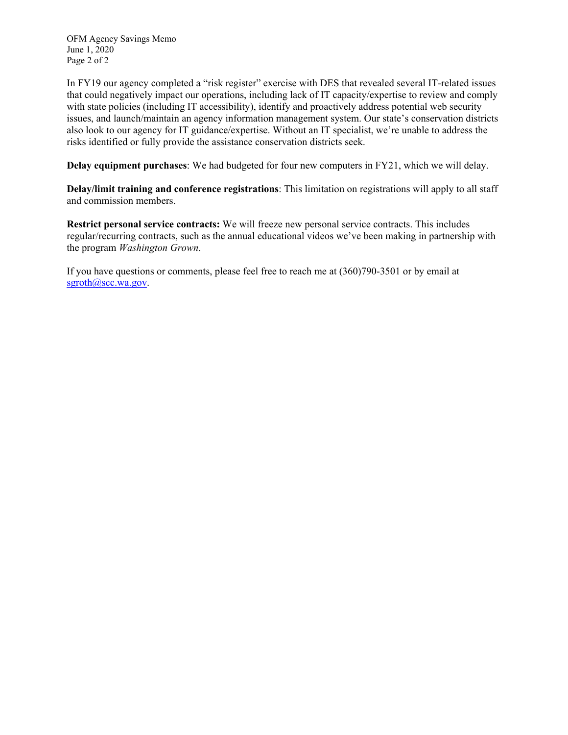In FY19 our agency completed a "risk register" exercise with DES that revealed several IT-related issues that could negatively impact our operations, including lack of IT capacity/expertise to review and comply with state policies (including IT accessibility), identify and proactively address potential web security issues, and launch/maintain an agency information management system. Our state's conservation districts also look to our agency for IT guidance/expertise. Without an IT specialist, we're unable to address the risks identified or fully provide the assistance conservation districts seek.

**Delay equipment purchases**: We had budgeted for four new computers in FY21, which we will delay.

**Delay/limit training and conference registrations**: This limitation on registrations will apply to all staff and commission members.

**Restrict personal service contracts:** We will freeze new personal service contracts. This includes regular/recurring contracts, such as the annual educational videos we've been making in partnership with the program *Washington Grown*.

If you have questions or comments, please feel free to reach me at (360)790-3501 or by email at sgroth@scc.wa.gov.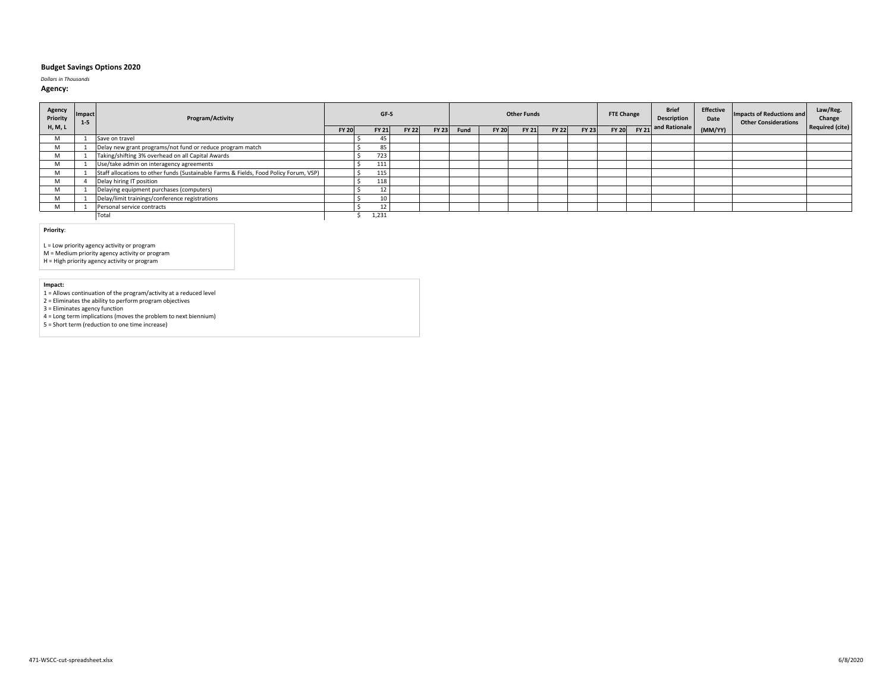**Budget Savings Options 2020**

*Dollars in Thousands*

**Agency:**

| Agency Priority H, M, L | Impact 1-5 | Program/Activity | GF-S | | | | Other Funds | | | | | FTE Change | | Brief Description and Rationale | Effective Date (MM/YY) | Impacts of Reductions and Other Considerations | Law/Reg. Change Required (cite) |
|---|---|---|---|---|---|---|---|---|---|---|---|---|---|---|---|---|---|
| | | | FY 20 | FY 21 | FY 22 | FY 23 | Fund | FY 20 | FY 21 | FY 22 | FY 23 | FY 20 | FY 21 | | | | |
| M | 1 | Save on travel | | $ 45 | | | | | | | | | | | | | |
| M | 1 | Delay new grant programs/not fund or reduce program match | | $ 85 | | | | | | | | | | | | | |
| M | 1 | Taking/shifting 3% overhead on all Capital Awards | | $ 723 | | | | | | | | | | | | | |
| M | 1 | Use/take admin on interagency agreements | | $ 111 | | | | | | | | | | | | | |
| M | 1 | Staff allocations to other funds (Sustainable Farms & Fields, Food Policy Forum, VSP) | | $ 115 | | | | | | | | | | | | | |
| M | 4 | Delay hiring IT position | | $ 118 | | | | | | | | | | | | | |
| M | 1 | Delaying equipment purchases (computers) | | $ 12 | | | | | | | | | | | | | |
| M | 1 | Delay/limit trainings/conference registrations | | $ 10 | | | | | | | | | | | | | |
| M | 1 | Personal service contracts | | $ 12 | | | | | | | | | | | | | |
| | | Total | | $ 1,231 | | | | | | | | | | | | | |

**Priority**:

L = Low priority agency activity or program
M = Medium priority agency activity or program
H = High priority agency activity or program

**Impact:**

1 = Allows continuation of the program/activity at a reduced level
2 = Eliminates the ability to perform program objectives
3 = Eliminates agency function
4 = Long term implications (moves the problem to next biennium)
5 = Short term (reduction to one time increase)